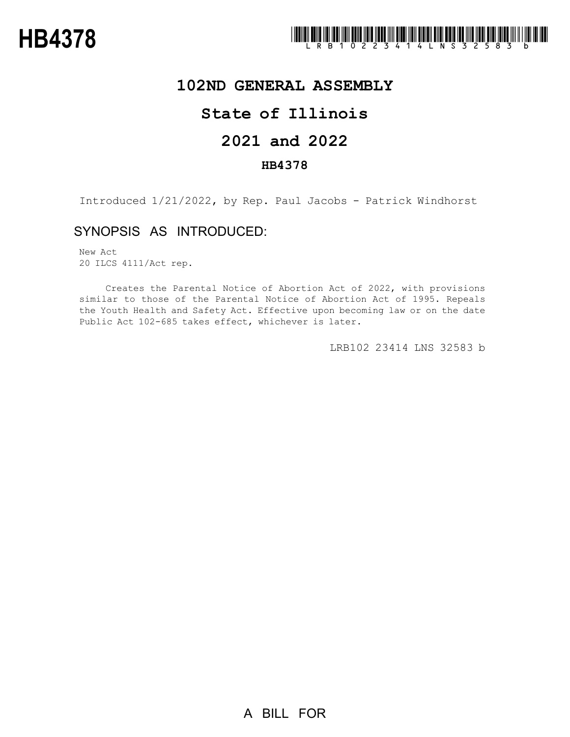# HB4378

LRB102 23414 LNS 32583 b

## 102ND GENERAL ASSEMBLY

## State of Illinois

## 2021 and 2022

### HB4378

Introduced 1/21/2022, by Rep. Paul Jacobs - Patrick Windhorst

## SYNOPSIS AS INTRODUCED:

New Act
20 ILCS 4111/Act rep.

Creates the Parental Notice of Abortion Act of 2022, with provisions similar to those of the Parental Notice of Abortion Act of 1995. Repeals the Youth Health and Safety Act. Effective upon becoming law or on the date Public Act 102-685 takes effect, whichever is later.

LRB102 23414 LNS 32583 b

A BILL FOR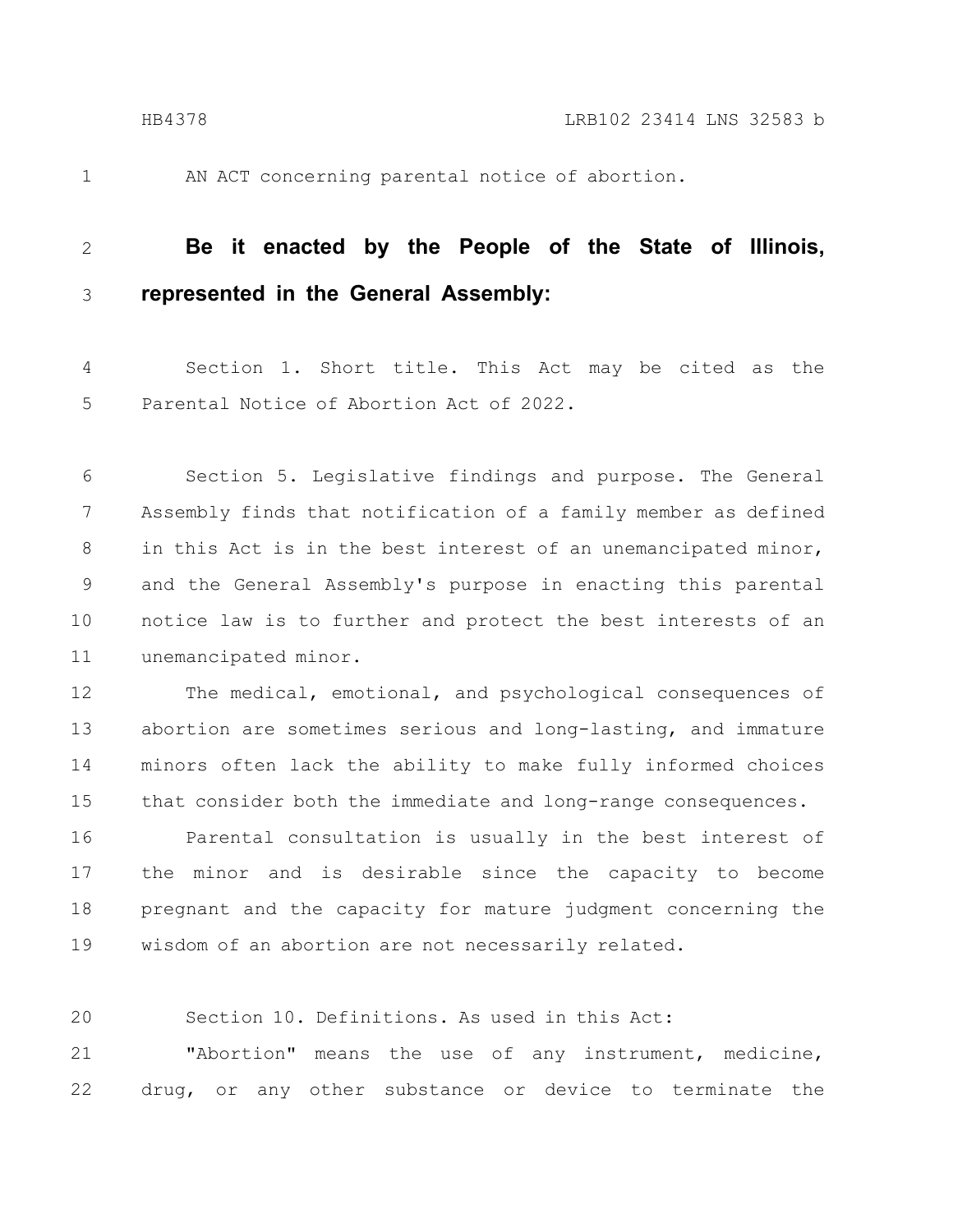AN ACT concerning parental notice of abortion.

**Be it enacted by the People of the State of Illinois, represented in the General Assembly:**

Section 1. Short title. This Act may be cited as the Parental Notice of Abortion Act of 2022.

Section 5. Legislative findings and purpose. The General Assembly finds that notification of a family member as defined in this Act is in the best interest of an unemancipated minor, and the General Assembly's purpose in enacting this parental notice law is to further and protect the best interests of an unemancipated minor.

The medical, emotional, and psychological consequences of abortion are sometimes serious and long-lasting, and immature minors often lack the ability to make fully informed choices that consider both the immediate and long-range consequences.

Parental consultation is usually in the best interest of the minor and is desirable since the capacity to become pregnant and the capacity for mature judgment concerning the wisdom of an abortion are not necessarily related.

Section 10. Definitions. As used in this Act:

"Abortion" means the use of any instrument, medicine, drug, or any other substance or device to terminate the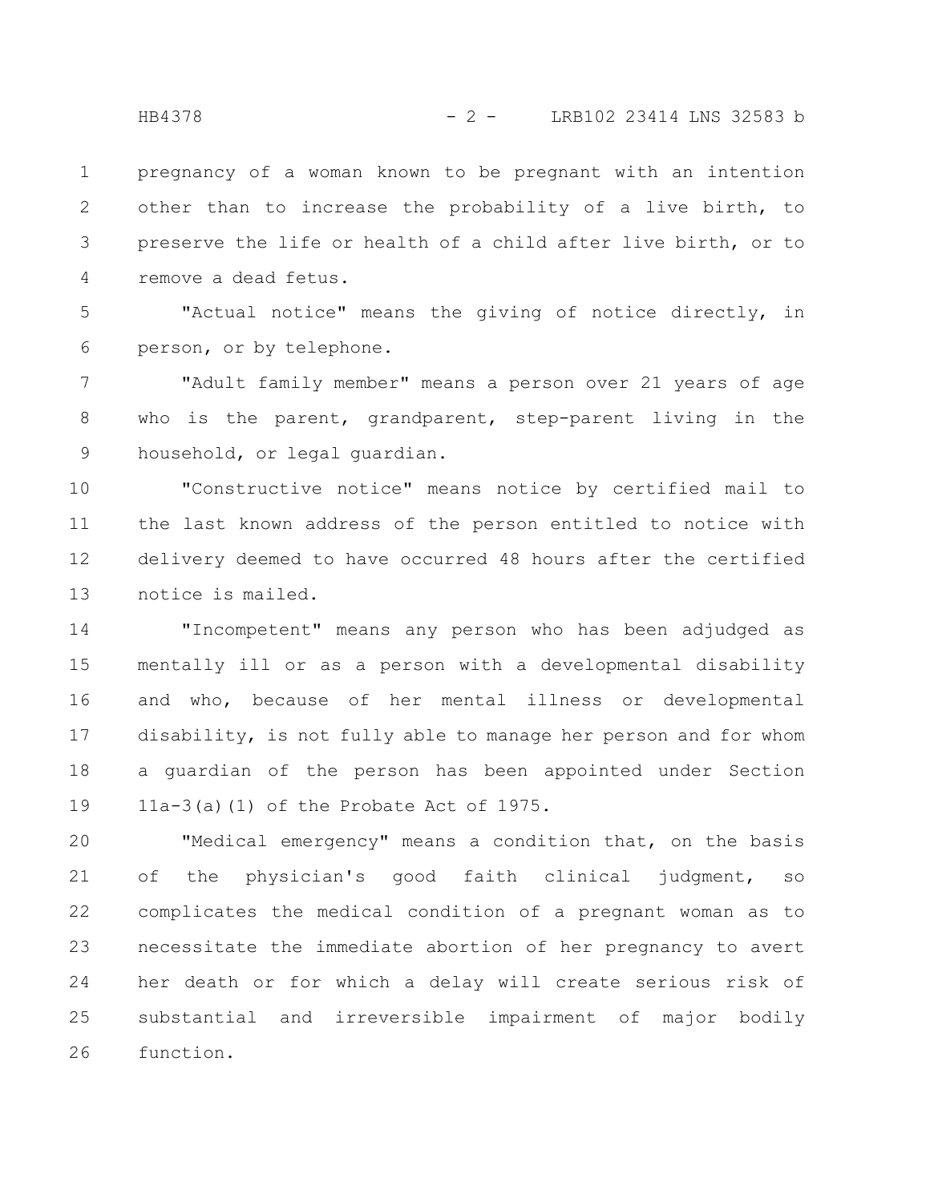pregnancy of a woman known to be pregnant with an intention other than to increase the probability of a live birth, to preserve the life or health of a child after live birth, or to remove a dead fetus.

"Actual notice" means the giving of notice directly, in person, or by telephone.

"Adult family member" means a person over 21 years of age who is the parent, grandparent, step-parent living in the household, or legal guardian.

"Constructive notice" means notice by certified mail to the last known address of the person entitled to notice with delivery deemed to have occurred 48 hours after the certified notice is mailed.

"Incompetent" means any person who has been adjudged as mentally ill or as a person with a developmental disability and who, because of her mental illness or developmental disability, is not fully able to manage her person and for whom a guardian of the person has been appointed under Section 11a-3(a)(1) of the Probate Act of 1975.

"Medical emergency" means a condition that, on the basis of the physician's good faith clinical judgment, so complicates the medical condition of a pregnant woman as to necessitate the immediate abortion of her pregnancy to avert her death or for which a delay will create serious risk of substantial and irreversible impairment of major bodily function.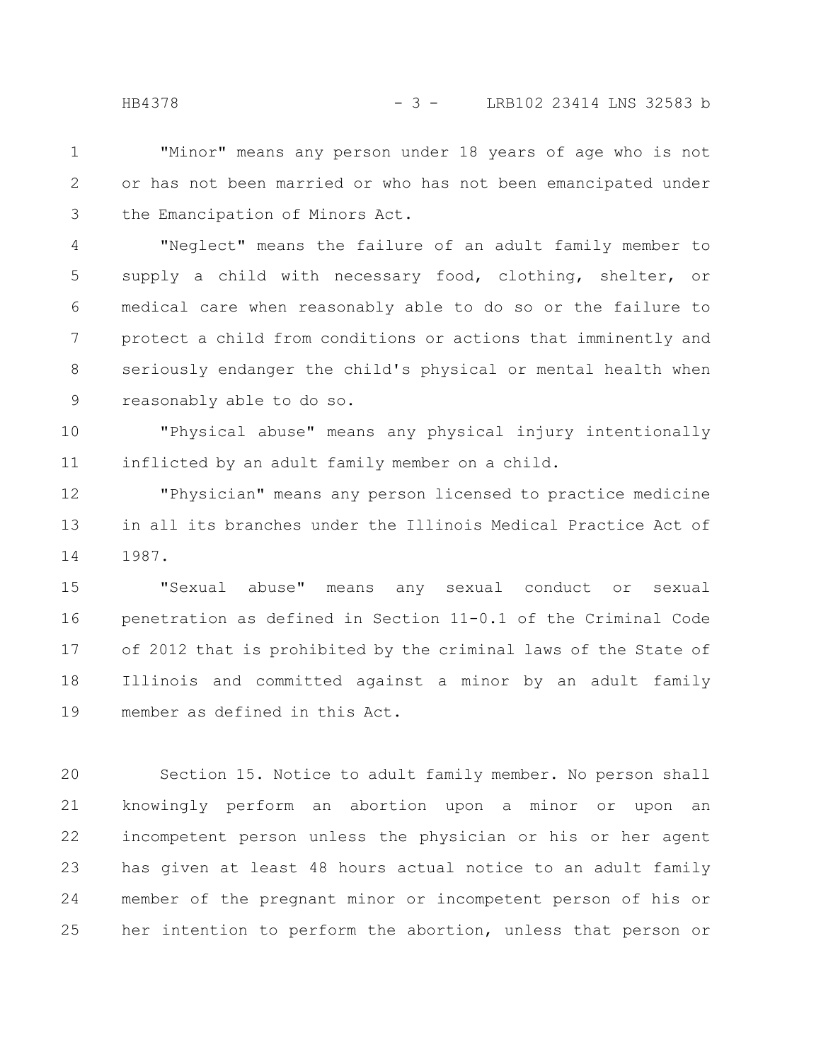"Minor" means any person under 18 years of age who is not or has not been married or who has not been emancipated under the Emancipation of Minors Act.

"Neglect" means the failure of an adult family member to supply a child with necessary food, clothing, shelter, or medical care when reasonably able to do so or the failure to protect a child from conditions or actions that imminently and seriously endanger the child's physical or mental health when reasonably able to do so.

"Physical abuse" means any physical injury intentionally inflicted by an adult family member on a child.

"Physician" means any person licensed to practice medicine in all its branches under the Illinois Medical Practice Act of 1987.

"Sexual abuse" means any sexual conduct or sexual penetration as defined in Section 11-0.1 of the Criminal Code of 2012 that is prohibited by the criminal laws of the State of Illinois and committed against a minor by an adult family member as defined in this Act.

Section 15. Notice to adult family member. No person shall knowingly perform an abortion upon a minor or upon an incompetent person unless the physician or his or her agent has given at least 48 hours actual notice to an adult family member of the pregnant minor or incompetent person of his or her intention to perform the abortion, unless that person or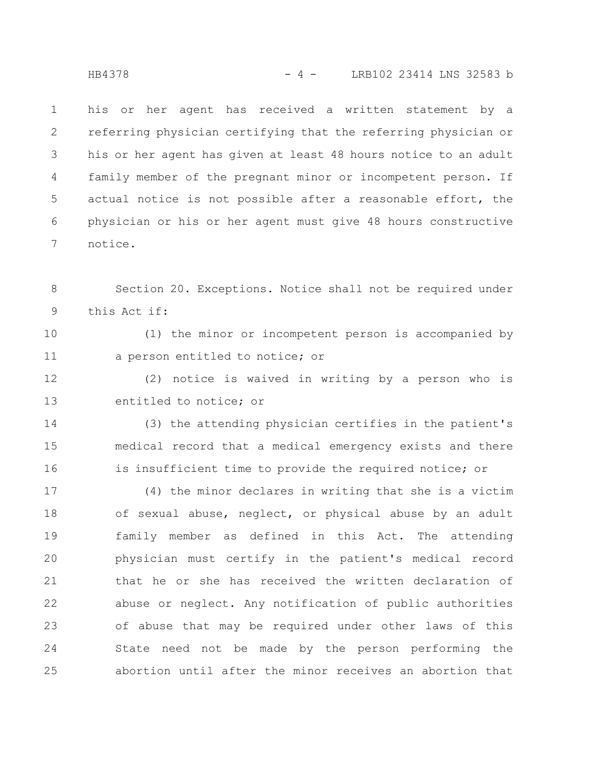his or her agent has received a written statement by a referring physician certifying that the referring physician or his or her agent has given at least 48 hours notice to an adult family member of the pregnant minor or incompetent person. If actual notice is not possible after a reasonable effort, the physician or his or her agent must give 48 hours constructive notice.

Section 20. Exceptions. Notice shall not be required under this Act if:

(1) the minor or incompetent person is accompanied by a person entitled to notice; or

(2) notice is waived in writing by a person who is entitled to notice; or

(3) the attending physician certifies in the patient's medical record that a medical emergency exists and there is insufficient time to provide the required notice; or

(4) the minor declares in writing that she is a victim of sexual abuse, neglect, or physical abuse by an adult family member as defined in this Act. The attending physician must certify in the patient's medical record that he or she has received the written declaration of abuse or neglect. Any notification of public authorities of abuse that may be required under other laws of this State need not be made by the person performing the abortion until after the minor receives an abortion that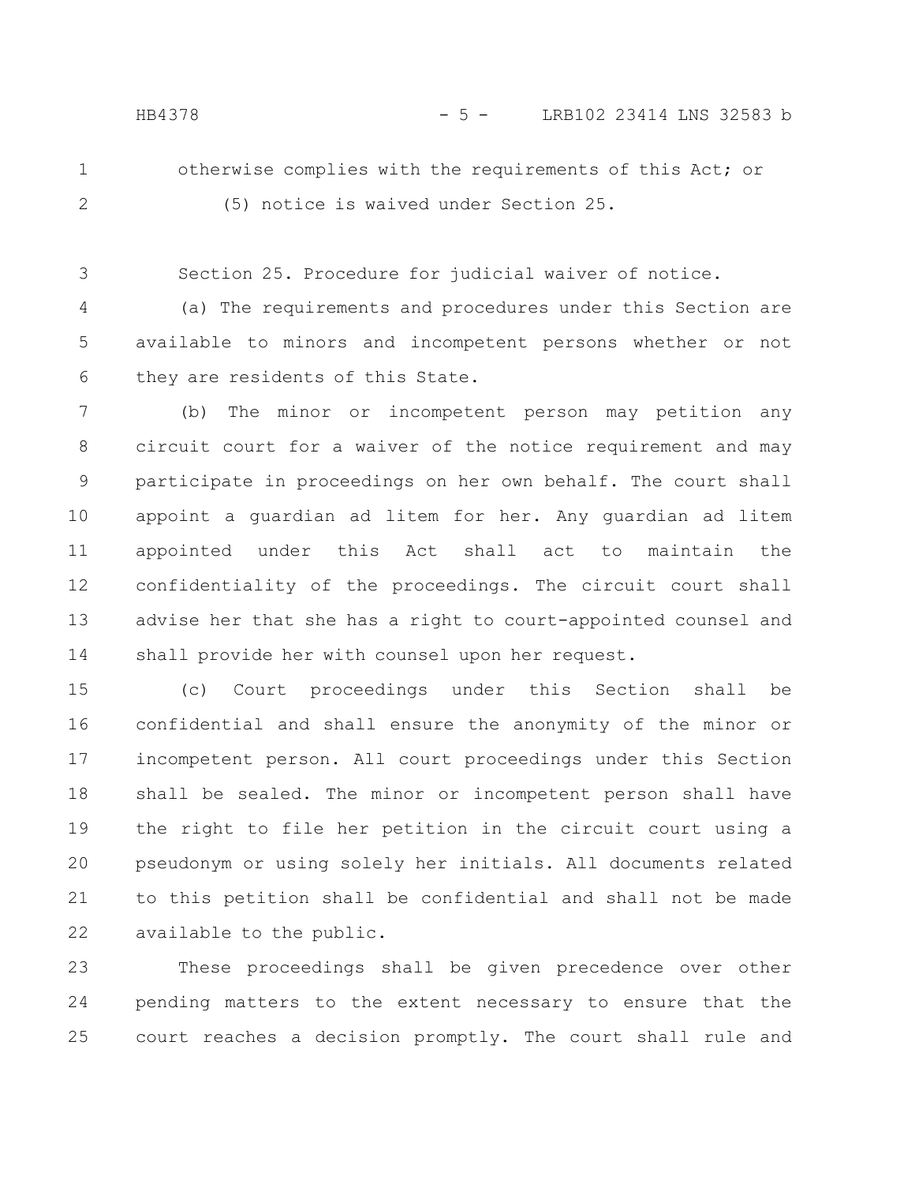otherwise complies with the requirements of this Act; or

(5) notice is waived under Section 25.

Section 25. Procedure for judicial waiver of notice.

(a) The requirements and procedures under this Section are available to minors and incompetent persons whether or not they are residents of this State.

(b) The minor or incompetent person may petition any circuit court for a waiver of the notice requirement and may participate in proceedings on her own behalf. The court shall appoint a guardian ad litem for her. Any guardian ad litem appointed under this Act shall act to maintain the confidentiality of the proceedings. The circuit court shall advise her that she has a right to court-appointed counsel and shall provide her with counsel upon her request.

(c) Court proceedings under this Section shall be confidential and shall ensure the anonymity of the minor or incompetent person. All court proceedings under this Section shall be sealed. The minor or incompetent person shall have the right to file her petition in the circuit court using a pseudonym or using solely her initials. All documents related to this petition shall be confidential and shall not be made available to the public.

These proceedings shall be given precedence over other pending matters to the extent necessary to ensure that the court reaches a decision promptly. The court shall rule and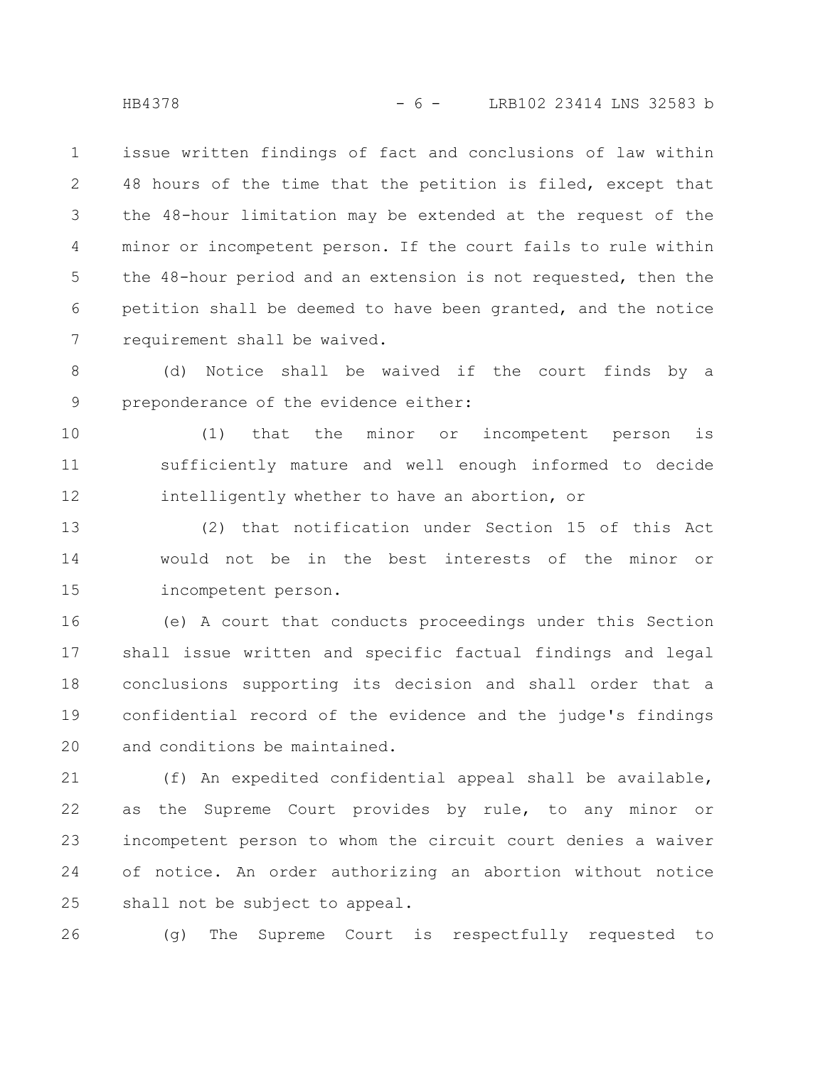issue written findings of fact and conclusions of law within 48 hours of the time that the petition is filed, except that the 48-hour limitation may be extended at the request of the minor or incompetent person. If the court fails to rule within the 48-hour period and an extension is not requested, then the petition shall be deemed to have been granted, and the notice requirement shall be waived.

(d) Notice shall be waived if the court finds by a preponderance of the evidence either:

(1) that the minor or incompetent person is sufficiently mature and well enough informed to decide intelligently whether to have an abortion, or

(2) that notification under Section 15 of this Act would not be in the best interests of the minor or incompetent person.

(e) A court that conducts proceedings under this Section shall issue written and specific factual findings and legal conclusions supporting its decision and shall order that a confidential record of the evidence and the judge's findings and conditions be maintained.

(f) An expedited confidential appeal shall be available, as the Supreme Court provides by rule, to any minor or incompetent person to whom the circuit court denies a waiver of notice. An order authorizing an abortion without notice shall not be subject to appeal.

(g) The Supreme Court is respectfully requested to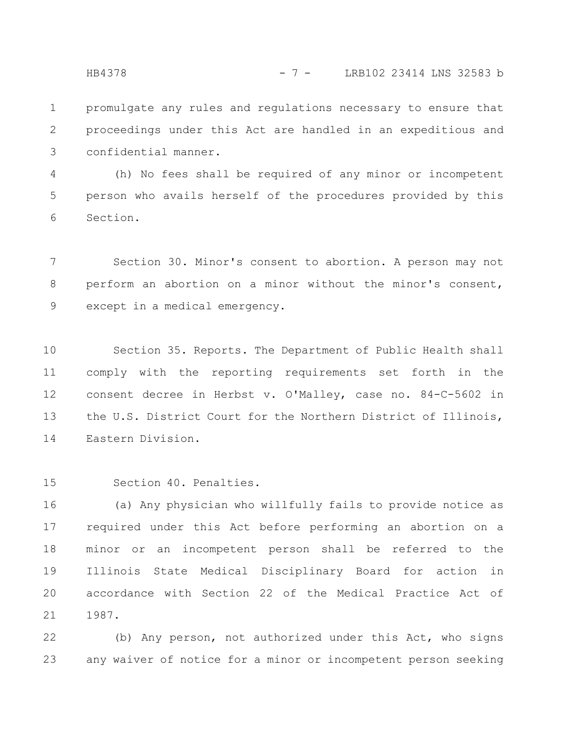promulgate any rules and regulations necessary to ensure that proceedings under this Act are handled in an expeditious and confidential manner.

(h) No fees shall be required of any minor or incompetent person who avails herself of the procedures provided by this Section.

Section 30. Minor's consent to abortion. A person may not perform an abortion on a minor without the minor's consent, except in a medical emergency.

Section 35. Reports. The Department of Public Health shall comply with the reporting requirements set forth in the consent decree in Herbst v. O'Malley, case no. 84-C-5602 in the U.S. District Court for the Northern District of Illinois, Eastern Division.

Section 40. Penalties.

(a) Any physician who willfully fails to provide notice as required under this Act before performing an abortion on a minor or an incompetent person shall be referred to the Illinois State Medical Disciplinary Board for action in accordance with Section 22 of the Medical Practice Act of 1987.

(b) Any person, not authorized under this Act, who signs any waiver of notice for a minor or incompetent person seeking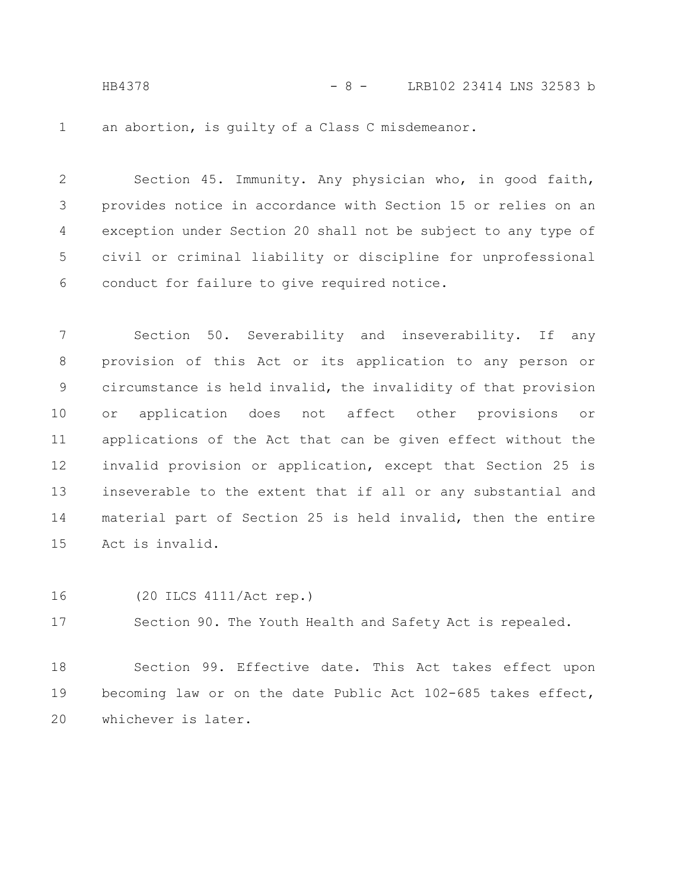an abortion, is guilty of a Class C misdemeanor.

Section 45. Immunity. Any physician who, in good faith, provides notice in accordance with Section 15 or relies on an exception under Section 20 shall not be subject to any type of civil or criminal liability or discipline for unprofessional conduct for failure to give required notice.

Section 50. Severability and inseverability. If any provision of this Act or its application to any person or circumstance is held invalid, the invalidity of that provision or application does not affect other provisions or applications of the Act that can be given effect without the invalid provision or application, except that Section 25 is inseverable to the extent that if all or any substantial and material part of Section 25 is held invalid, then the entire Act is invalid.

(20 ILCS 4111/Act rep.)

Section 90. The Youth Health and Safety Act is repealed.

Section 99. Effective date. This Act takes effect upon becoming law or on the date Public Act 102-685 takes effect, whichever is later.